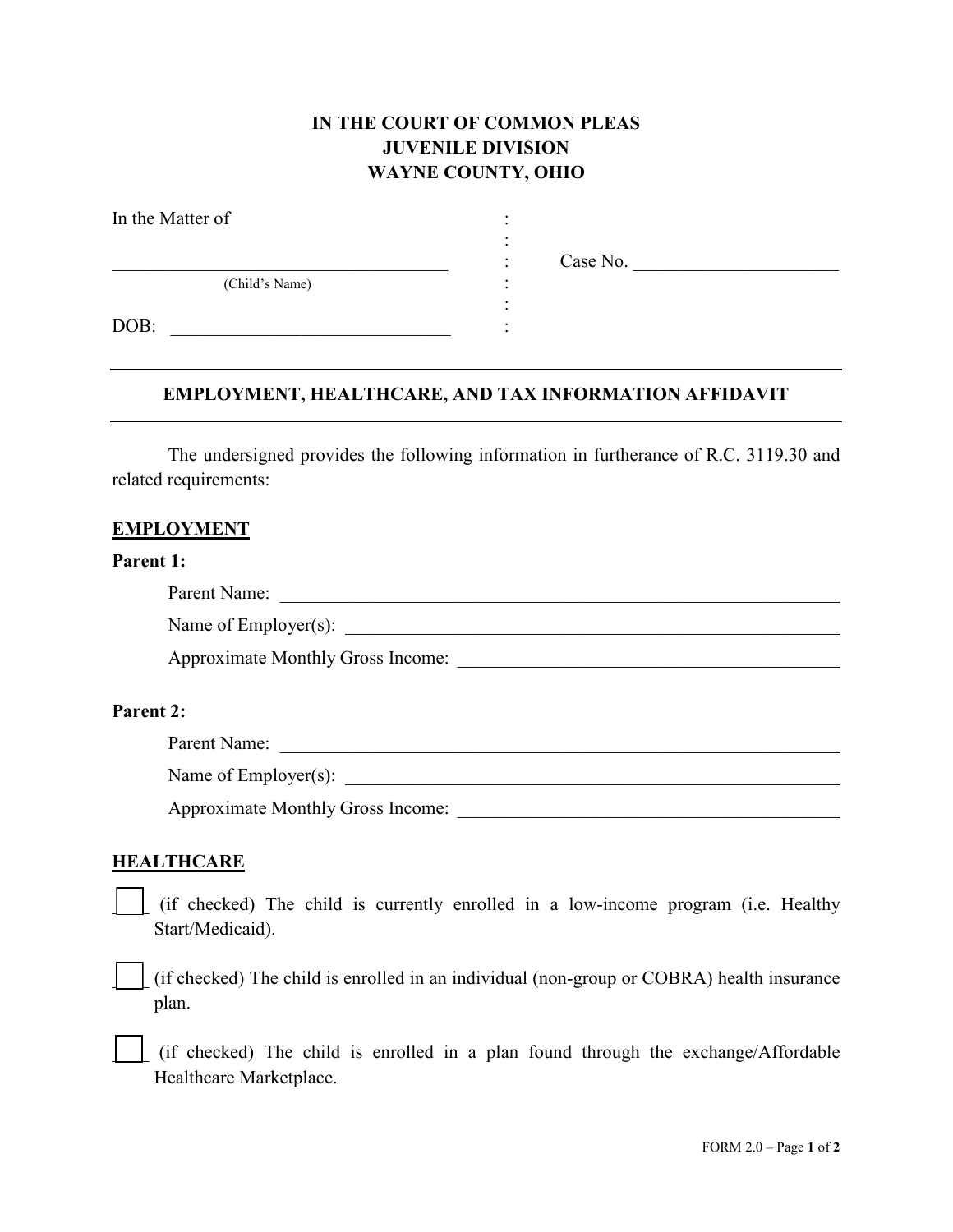**IN THE COURT OF COMMON PLEAS**
**JUVENILE DIVISION**
**WAYNE COUNTY, OHIO**

In the Matter of

\_\_\_\_\_\_\_\_\_\_\_\_\_\_\_\_\_\_\_\_\_\_\_\_\_\_\_\_\_\_\_\_\_\_\_\_ Case No. \_\_\_\_\_\_\_\_\_\_\_\_\_\_\_\_\_\_\_\_\_\_
(Child's Name)

DOB: \_\_\_\_\_\_\_\_\_\_\_\_\_\_\_\_\_\_\_\_\_\_\_\_\_\_\_\_\_\_

---

## EMPLOYMENT, HEALTHCARE, AND TAX INFORMATION AFFIDAVIT

---

The undersigned provides the following information in furtherance of R.C. 3119.30 and related requirements:

### EMPLOYMENT

**Parent 1:**

Parent Name: \_\_\_\_\_\_\_\_\_\_\_\_\_\_\_\_\_\_\_\_\_\_\_\_\_\_\_\_\_\_\_\_\_\_\_\_\_\_\_\_\_\_\_\_\_\_\_\_\_\_\_\_\_\_\_\_\_\_\_\_

Name of Employer(s): \_\_\_\_\_\_\_\_\_\_\_\_\_\_\_\_\_\_\_\_\_\_\_\_\_\_\_\_\_\_\_\_\_\_\_\_\_\_\_\_\_\_\_\_\_\_\_\_\_\_\_\_\_\_

Approximate Monthly Gross Income: \_\_\_\_\_\_\_\_\_\_\_\_\_\_\_\_\_\_\_\_\_\_\_\_\_\_\_\_\_\_\_\_\_\_\_\_\_\_\_\_

**Parent 2:**

Parent Name: \_\_\_\_\_\_\_\_\_\_\_\_\_\_\_\_\_\_\_\_\_\_\_\_\_\_\_\_\_\_\_\_\_\_\_\_\_\_\_\_\_\_\_\_\_\_\_\_\_\_\_\_\_\_\_\_\_\_\_\_

Name of Employer(s): \_\_\_\_\_\_\_\_\_\_\_\_\_\_\_\_\_\_\_\_\_\_\_\_\_\_\_\_\_\_\_\_\_\_\_\_\_\_\_\_\_\_\_\_\_\_\_\_\_\_\_\_\_\_

Approximate Monthly Gross Income: \_\_\_\_\_\_\_\_\_\_\_\_\_\_\_\_\_\_\_\_\_\_\_\_\_\_\_\_\_\_\_\_\_\_\_\_\_\_\_\_

### HEALTHCARE

☐ (if checked) The child is currently enrolled in a low-income program (i.e. Healthy Start/Medicaid).

☐ (if checked) The child is enrolled in an individual (non-group or COBRA) health insurance plan.

☐ (if checked) The child is enrolled in a plan found through the exchange/Affordable Healthcare Marketplace.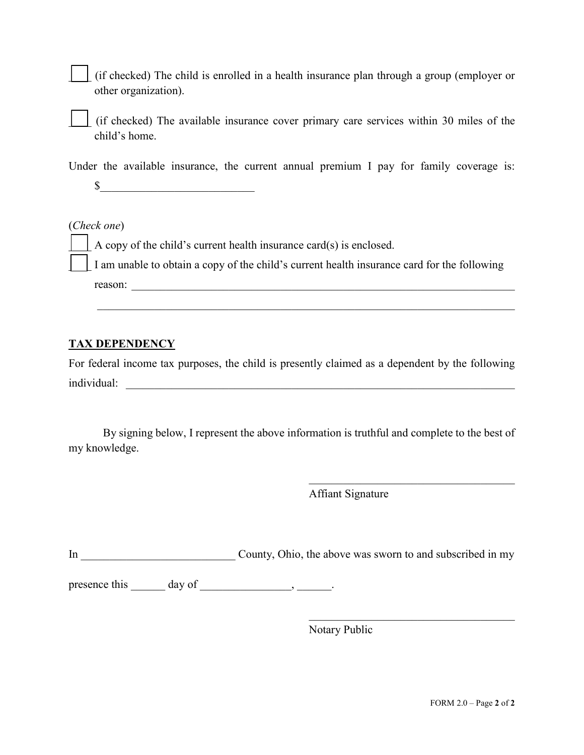☐ (if checked) The child is enrolled in a health insurance plan through a group (employer or other organization).

☐ (if checked) The available insurance cover primary care services within 30 miles of the child's home.

Under the available insurance, the current annual premium I pay for family coverage is: $___________________________

(*Check one*)

☐ A copy of the child's current health insurance card(s) is enclosed.

☐ I am unable to obtain a copy of the child's current health insurance card for the following reason: _______________________________________________________________________

_______________________________________________________________________

**TAX DEPENDENCY**

For federal income tax purposes, the child is presently claimed as a dependent by the following individual: _______________________________________________________________________

By signing below, I represent the above information is truthful and complete to the best of my knowledge.

_____________________________________

Affiant Signature

In ___________________________ County, Ohio, the above was sworn to and subscribed in my presence this ______ day of ________________, ______.

_____________________________________

Notary Public